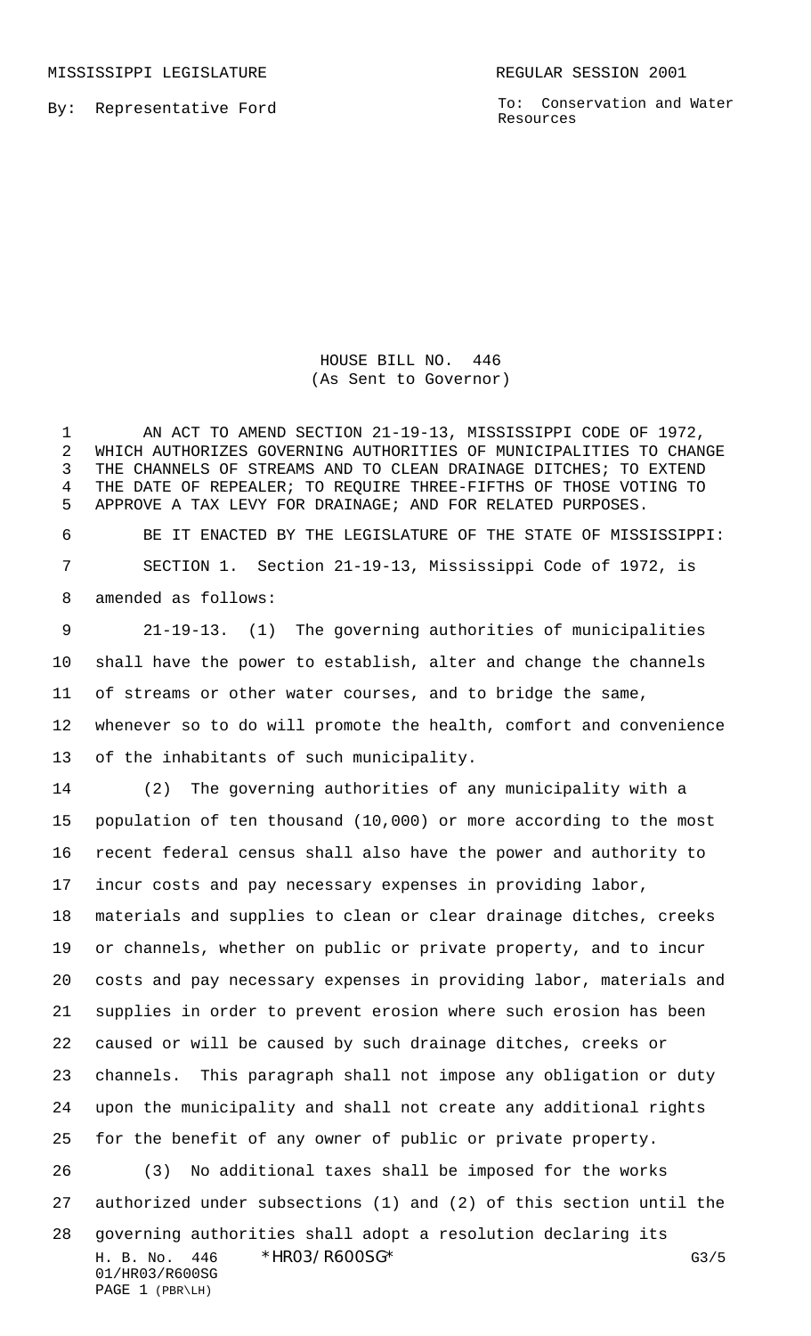MISSISSIPPI LEGISLATURE REGULAR SESSION 2001

By: Representative Ford

To: Conservation and Water Resources

HOUSE BILL NO. 446
(As Sent to Governor)

AN ACT TO AMEND SECTION 21-19-13, MISSISSIPPI CODE OF 1972, WHICH AUTHORIZES GOVERNING AUTHORITIES OF MUNICIPALITIES TO CHANGE THE CHANNELS OF STREAMS AND TO CLEAN DRAINAGE DITCHES; TO EXTEND THE DATE OF REPEALER; TO REQUIRE THREE-FIFTHS OF THOSE VOTING TO APPROVE A TAX LEVY FOR DRAINAGE; AND FOR RELATED PURPOSES.

BE IT ENACTED BY THE LEGISLATURE OF THE STATE OF MISSISSIPPI:

SECTION 1. Section 21-19-13, Mississippi Code of 1972, is amended as follows:

21-19-13. (1) The governing authorities of municipalities shall have the power to establish, alter and change the channels of streams or other water courses, and to bridge the same, whenever so to do will promote the health, comfort and convenience of the inhabitants of such municipality.

(2) The governing authorities of any municipality with a population of ten thousand (10,000) or more according to the most recent federal census shall also have the power and authority to incur costs and pay necessary expenses in providing labor, materials and supplies to clean or clear drainage ditches, creeks or channels, whether on public or private property, and to incur costs and pay necessary expenses in providing labor, materials and supplies in order to prevent erosion where such erosion has been caused or will be caused by such drainage ditches, creeks or channels. This paragraph shall not impose any obligation or duty upon the municipality and shall not create any additional rights for the benefit of any owner of public or private property.

(3) No additional taxes shall be imposed for the works authorized under subsections (1) and (2) of this section until the governing authorities shall adopt a resolution declaring its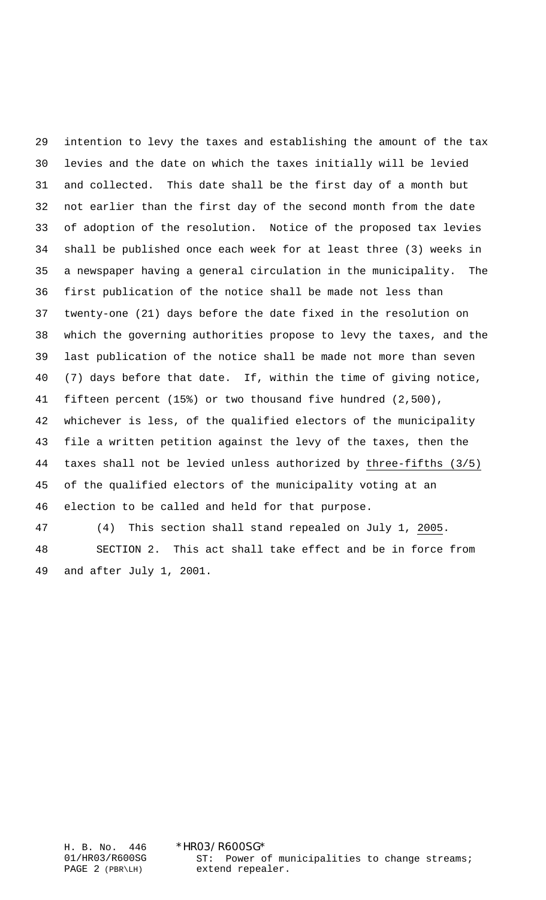intention to levy the taxes and establishing the amount of the tax levies and the date on which the taxes initially will be levied and collected. This date shall be the first day of a month but not earlier than the first day of the second month from the date of adoption of the resolution. Notice of the proposed tax levies shall be published once each week for at least three (3) weeks in a newspaper having a general circulation in the municipality. The first publication of the notice shall be made not less than twenty-one (21) days before the date fixed in the resolution on which the governing authorities propose to levy the taxes, and the last publication of the notice shall be made not more than seven (7) days before that date. If, within the time of giving notice, fifteen percent (15%) or two thousand five hundred (2,500), whichever is less, of the qualified electors of the municipality file a written petition against the levy of the taxes, then the taxes shall not be levied unless authorized by three-fifths (3/5) of the qualified electors of the municipality voting at an election to be called and held for that purpose.

(4) This section shall stand repealed on July 1, 2005.

SECTION 2. This act shall take effect and be in force from and after July 1, 2001.

ST: Power of municipalities to change streams; extend repealer.